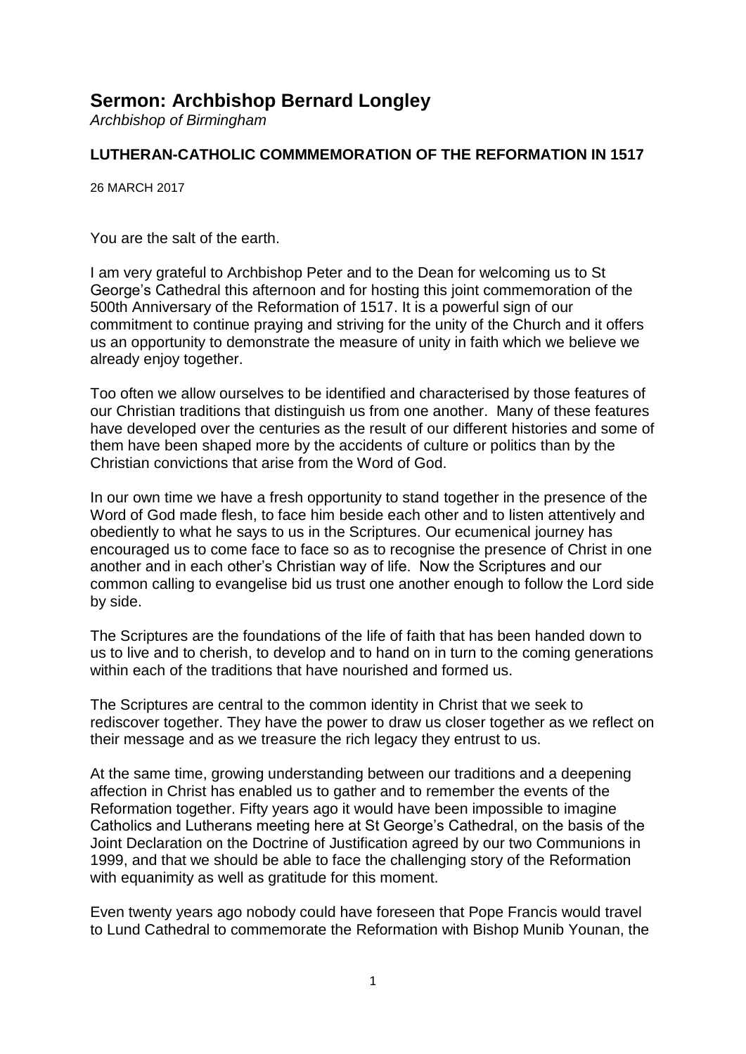# Sermon: Archbishop Bernard Longley

*Archbishop of Birmingham*

**LUTHERAN-CATHOLIC COMMMEMORATION OF THE REFORMATION IN 1517**

26 MARCH 2017

You are the salt of the earth.

I am very grateful to Archbishop Peter and to the Dean for welcoming us to St George's Cathedral this afternoon and for hosting this joint commemoration of the 500th Anniversary of the Reformation of 1517. It is a powerful sign of our commitment to continue praying and striving for the unity of the Church and it offers us an opportunity to demonstrate the measure of unity in faith which we believe we already enjoy together.

Too often we allow ourselves to be identified and characterised by those features of our Christian traditions that distinguish us from one another. Many of these features have developed over the centuries as the result of our different histories and some of them have been shaped more by the accidents of culture or politics than by the Christian convictions that arise from the Word of God.

In our own time we have a fresh opportunity to stand together in the presence of the Word of God made flesh, to face him beside each other and to listen attentively and obediently to what he says to us in the Scriptures. Our ecumenical journey has encouraged us to come face to face so as to recognise the presence of Christ in one another and in each other's Christian way of life. Now the Scriptures and our common calling to evangelise bid us trust one another enough to follow the Lord side by side.

The Scriptures are the foundations of the life of faith that has been handed down to us to live and to cherish, to develop and to hand on in turn to the coming generations within each of the traditions that have nourished and formed us.

The Scriptures are central to the common identity in Christ that we seek to rediscover together. They have the power to draw us closer together as we reflect on their message and as we treasure the rich legacy they entrust to us.

At the same time, growing understanding between our traditions and a deepening affection in Christ has enabled us to gather and to remember the events of the Reformation together. Fifty years ago it would have been impossible to imagine Catholics and Lutherans meeting here at St George's Cathedral, on the basis of the Joint Declaration on the Doctrine of Justification agreed by our two Communions in 1999, and that we should be able to face the challenging story of the Reformation with equanimity as well as gratitude for this moment.

Even twenty years ago nobody could have foreseen that Pope Francis would travel to Lund Cathedral to commemorate the Reformation with Bishop Munib Younan, the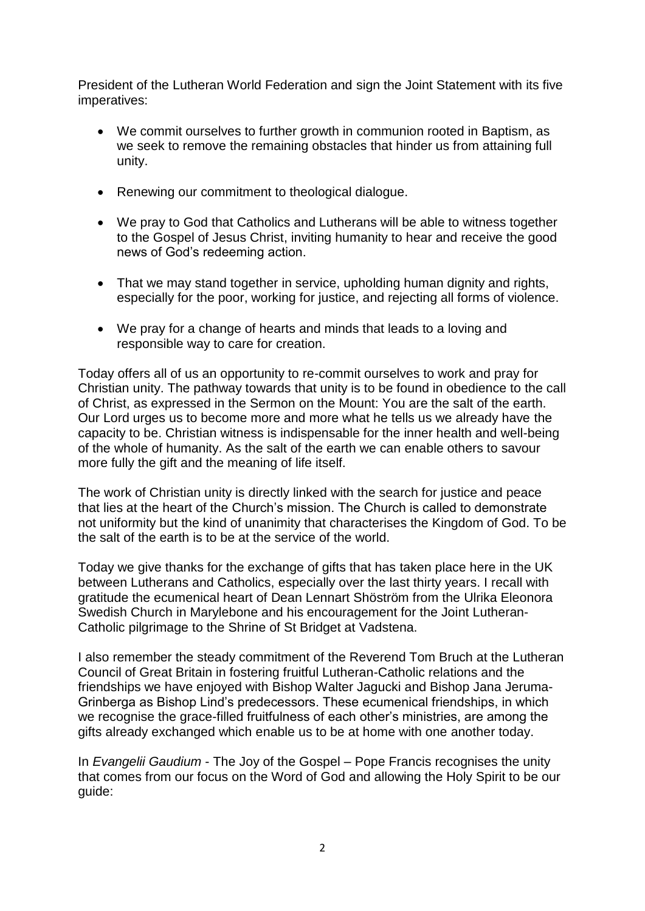President of the Lutheran World Federation and sign the Joint Statement with its five imperatives:

- We commit ourselves to further growth in communion rooted in Baptism, as we seek to remove the remaining obstacles that hinder us from attaining full unity.
- Renewing our commitment to theological dialogue.
- We pray to God that Catholics and Lutherans will be able to witness together to the Gospel of Jesus Christ, inviting humanity to hear and receive the good news of God's redeeming action.
- That we may stand together in service, upholding human dignity and rights, especially for the poor, working for justice, and rejecting all forms of violence.
- We pray for a change of hearts and minds that leads to a loving and responsible way to care for creation.

Today offers all of us an opportunity to re-commit ourselves to work and pray for Christian unity. The pathway towards that unity is to be found in obedience to the call of Christ, as expressed in the Sermon on the Mount: You are the salt of the earth. Our Lord urges us to become more and more what he tells us we already have the capacity to be. Christian witness is indispensable for the inner health and well-being of the whole of humanity. As the salt of the earth we can enable others to savour more fully the gift and the meaning of life itself.

The work of Christian unity is directly linked with the search for justice and peace that lies at the heart of the Church's mission. The Church is called to demonstrate not uniformity but the kind of unanimity that characterises the Kingdom of God. To be the salt of the earth is to be at the service of the world.

Today we give thanks for the exchange of gifts that has taken place here in the UK between Lutherans and Catholics, especially over the last thirty years. I recall with gratitude the ecumenical heart of Dean Lennart Shöström from the Ulrika Eleonora Swedish Church in Marylebone and his encouragement for the Joint Lutheran-Catholic pilgrimage to the Shrine of St Bridget at Vadstena.

I also remember the steady commitment of the Reverend Tom Bruch at the Lutheran Council of Great Britain in fostering fruitful Lutheran-Catholic relations and the friendships we have enjoyed with Bishop Walter Jagucki and Bishop Jana Jeruma-Grinberga as Bishop Lind's predecessors. These ecumenical friendships, in which we recognise the grace-filled fruitfulness of each other's ministries, are among the gifts already exchanged which enable us to be at home with one another today.

In *Evangelii Gaudium* - The Joy of the Gospel – Pope Francis recognises the unity that comes from our focus on the Word of God and allowing the Holy Spirit to be our guide: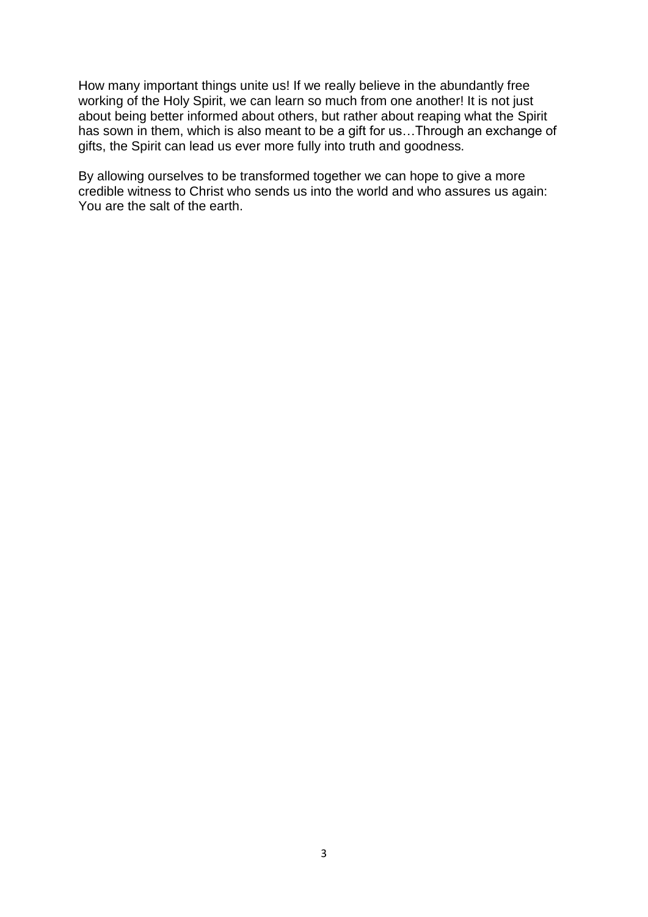How many important things unite us! If we really believe in the abundantly free working of the Holy Spirit, we can learn so much from one another! It is not just about being better informed about others, but rather about reaping what the Spirit has sown in them, which is also meant to be a gift for us…Through an exchange of gifts, the Spirit can lead us ever more fully into truth and goodness.

By allowing ourselves to be transformed together we can hope to give a more credible witness to Christ who sends us into the world and who assures us again: You are the salt of the earth.